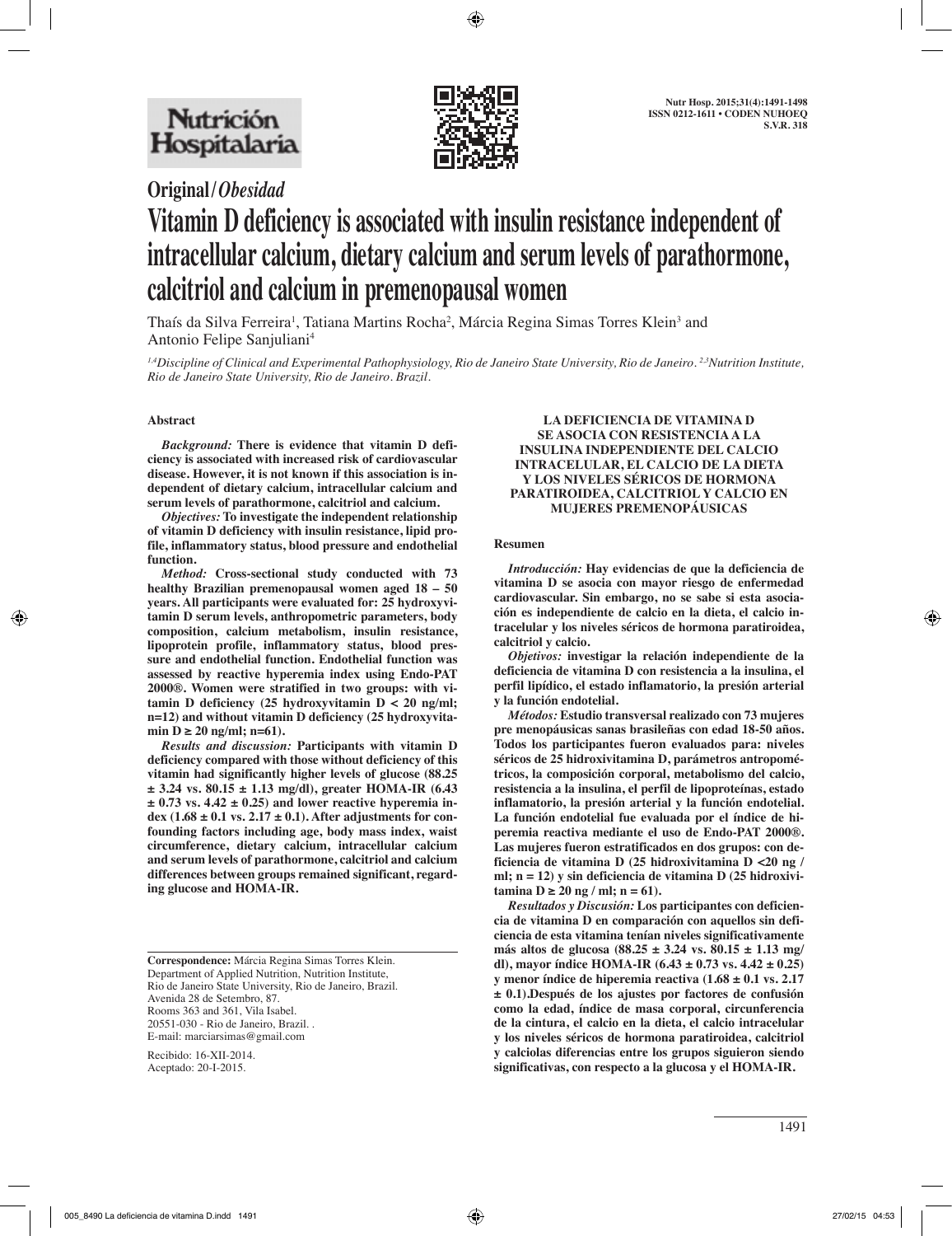Original / *Obesidad*

# Vitamin D deficiency is associated with insulin resistance independent of intracellular calcium, dietary calcium and serum levels of parathormone, calcitriol and calcium in premenopausal women

Thaís da Silva Ferreira[1], Tatiana Martins Rocha[2], Márcia Regina Simas Torres Klein[3] and Antonio Felipe Sanjuliani[4]

*[1,4]Discipline of Clinical and Experimental Pathophysiology, Rio de Janeiro State University, Rio de Janeiro. [2,3]Nutrition Institute, Rio de Janeiro State University, Rio de Janeiro. Brazil.*

## Abstract

***Background:*** **There is evidence that vitamin D deficiency is associated with increased risk of cardiovascular disease. However, it is not known if this association is independent of dietary calcium, intracellular calcium and serum levels of parathormone, calcitriol and calcium.**

***Objectives:*** **To investigate the independent relationship of vitamin D deficiency with insulin resistance, lipid profile, inflammatory status, blood pressure and endothelial function.**

***Method:*** **Cross-sectional study conducted with 73 healthy Brazilian premenopausal women aged 18 – 50 years. All participants were evaluated for: 25 hydroxyvitamin D serum levels, anthropometric parameters, body composition, calcium metabolism, insulin resistance, lipoprotein profile, inflammatory status, blood pressure and endothelial function. Endothelial function was assessed by reactive hyperemia index using Endo-PAT 2000®. Women were stratified in two groups: with vitamin D deficiency (25 hydroxyvitamin D < 20 ng/ml; n=12) and without vitamin D deficiency (25 hydroxyvitamin D ≥ 20 ng/ml; n=61).**

***Results and discussion:*** **Participants with vitamin D deficiency compared with those without deficiency of this vitamin had significantly higher levels of glucose (88.25 ± 3.24 vs. 80.15 ± 1.13 mg/dl), greater HOMA-IR (6.43 ± 0.73 vs. 4.42 ± 0.25) and lower reactive hyperemia index (1.68 ± 0.1 vs. 2.17 ± 0.1). After adjustments for confounding factors including age, body mass index, waist circumference, dietary calcium, intracellular calcium and serum levels of parathormone, calcitriol and calcium differences between groups remained significant, regarding glucose and HOMA-IR.**

**LA DEFICIENCIA DE VITAMINA D SE ASOCIA CON RESISTENCIA A LA INSULINA INDEPENDIENTE DEL CALCIO INTRACELULAR, EL CALCIO DE LA DIETA Y LOS NIVELES SÉRICOS DE HORMONA PARATIROIDEA, CALCITRIOL Y CALCIO EN MUJERES PREMENOPÁUSICAS**

## Resumen

***Introducción:*** **Hay evidencias de que la deficiencia de vitamina D se asocia con mayor riesgo de enfermedad cardiovascular. Sin embargo, no se sabe si esta asociación es independiente de calcio en la dieta, el calcio intracelular y los niveles séricos de hormona paratiroidea, calcitriol y calcio.**

***Objetivos:*** **investigar la relación independiente de la deficiencia de vitamina D con resistencia a la insulina, el perfil lipídico, el estado inflamatorio, la presión arterial y la función endotelial.**

***Métodos:*** **Estudio transversal realizado con 73 mujeres pre menopáusicas sanas brasileñas con edad 18-50 años. Todos los participantes fueron evaluados para: niveles séricos de 25 hidroxivitamina D, parámetros antropométricos, la composición corporal, metabolismo del calcio, resistencia a la insulina, el perfil de lipoproteínas, estado inflamatorio, la presión arterial y la función endotelial. La función endotelial fue evaluada por el índice de hiperemia reactiva mediante el uso de Endo-PAT 2000®. Las mujeres fueron estratificados en dos grupos: con deficiencia de vitamina D (25 hidroxivitamina D <20 ng / ml; n = 12) y sin deficiencia de vitamina D (25 hidroxivitamina D ≥ 20 ng / ml; n = 61).**

***Resultados y Discusión:*** **Los participantes con deficiencia de vitamina D en comparación con aquellos sin deficiencia de esta vitamina tenían niveles significativamente más altos de glucosa (88.25 ± 3.24 vs. 80.15 ± 1.13 mg/dl), mayor índice HOMA-IR (6.43 ± 0.73 vs. 4.42 ± 0.25) y menor índice de hiperemia reactiva (1.68 ± 0.1 vs. 2.17 ± 0.1).Después de los ajustes por factores de confusión como la edad, índice de masa corporal, circunferencia de la cintura, el calcio en la dieta, el calcio intracelular y los niveles séricos de hormona paratiroidea, calcitriol y calciolas diferencias entre los grupos siguieron siendo significativas, con respecto a la glucosa y el HOMA-IR.**

---

**Correspondence:** Márcia Regina Simas Torres Klein.
Department of Applied Nutrition, Nutrition Institute,
Rio de Janeiro State University, Rio de Janeiro, Brazil.
Avenida 28 de Setembro, 87.
Rooms 363 and 361, Vila Isabel.
20551-030 - Rio de Janeiro, Brazil. .
E-mail: marciarsimas@gmail.com

Recibido: 16-XII-2014.
Aceptado: 20-I-2015.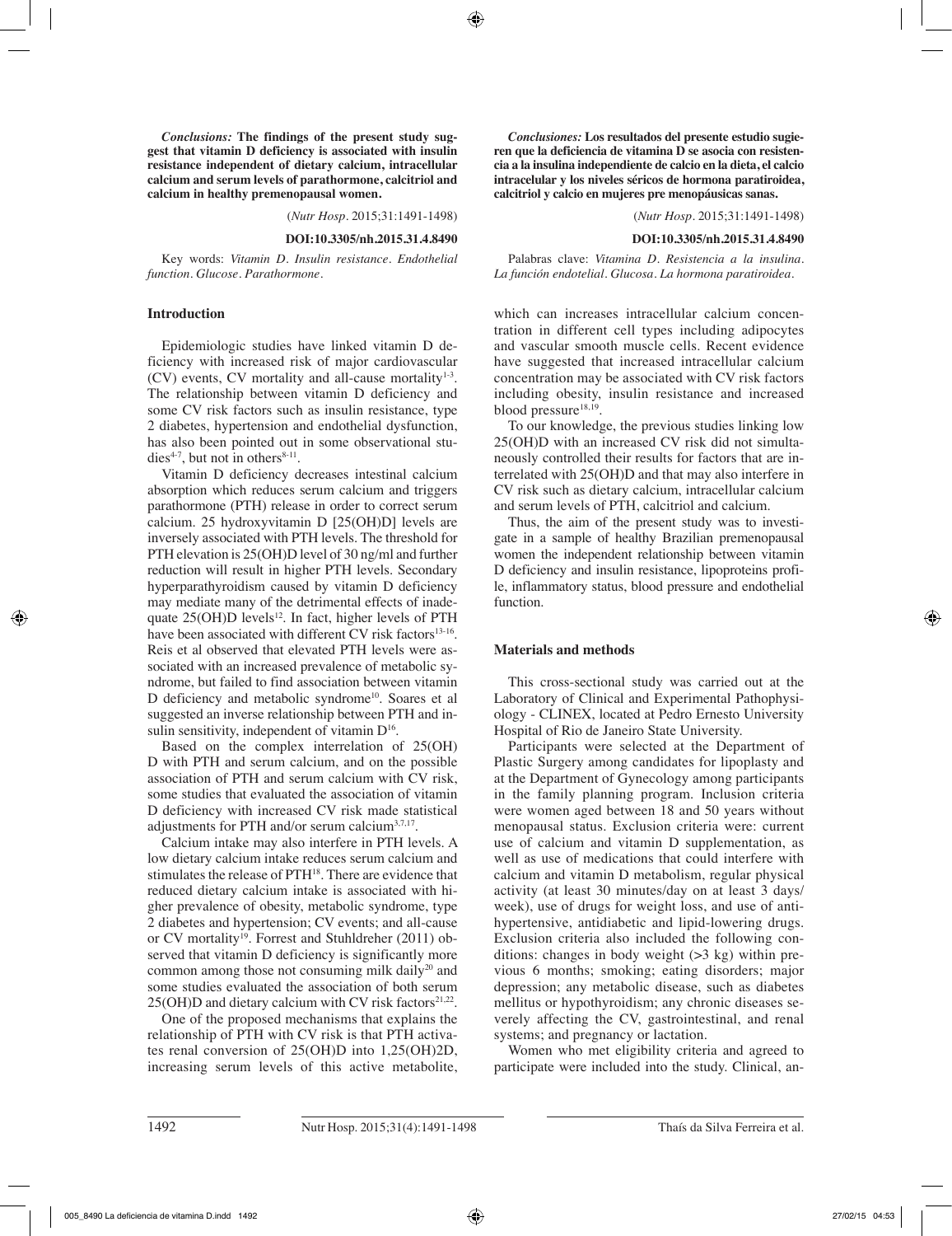*Conclusions:* **The findings of the present study suggest that vitamin D deficiency is associated with insulin resistance independent of dietary calcium, intracellular calcium and serum levels of parathormone, calcitriol and calcium in healthy premenopausal women.**

(*Nutr Hosp*. 2015;31:1491-1498)

**DOI:10.3305/nh.2015.31.4.8490**

Key words: *Vitamin D. Insulin resistance. Endothelial function. Glucose. Parathormone.*

*Conclusiones:* **Los resultados del presente estudio sugieren que la deficiencia de vitamina D se asocia con resistencia a la insulina independiente de calcio en la dieta, el calcio intracelular y los niveles séricos de hormona paratiroidea, calcitriol y calcio en mujeres pre menopáusicas sanas.**

(*Nutr Hosp*. 2015;31:1491-1498)

**DOI:10.3305/nh.2015.31.4.8490**

Palabras clave: *Vitamina D. Resistencia a la insulina. La función endotelial. Glucosa. La hormona paratiroidea.*

## Introduction

Epidemiologic studies have linked vitamin D deficiency with increased risk of major cardiovascular (CV) events, CV mortality and all-cause mortality[1-3]. The relationship between vitamin D deficiency and some CV risk factors such as insulin resistance, type 2 diabetes, hypertension and endothelial dysfunction, has also been pointed out in some observational studies[4-7], but not in others[8-11].

Vitamin D deficiency decreases intestinal calcium absorption which reduces serum calcium and triggers parathormone (PTH) release in order to correct serum calcium. 25 hydroxyvitamin D [25(OH)D] levels are inversely associated with PTH levels. The threshold for PTH elevation is 25(OH)D level of 30 ng/ml and further reduction will result in higher PTH levels. Secondary hyperparathyroidism caused by vitamin D deficiency may mediate many of the detrimental effects of inadequate 25(OH)D levels[12]. In fact, higher levels of PTH have been associated with different CV risk factors[13-16]. Reis et al observed that elevated PTH levels were associated with an increased prevalence of metabolic syndrome, but failed to find association between vitamin D deficiency and metabolic syndrome[10]. Soares et al suggested an inverse relationship between PTH and insulin sensitivity, independent of vitamin D[16].

Based on the complex interrelation of 25(OH)D with PTH and serum calcium, and on the possible association of PTH and serum calcium with CV risk, some studies that evaluated the association of vitamin D deficiency with increased CV risk made statistical adjustments for PTH and/or serum calcium[3,7,17].

Calcium intake may also interfere in PTH levels. A low dietary calcium intake reduces serum calcium and stimulates the release of PTH[18]. There are evidence that reduced dietary calcium intake is associated with higher prevalence of obesity, metabolic syndrome, type 2 diabetes and hypertension; CV events; and all-cause or CV mortality[19]. Forrest and Stuhldreher (2011) observed that vitamin D deficiency is significantly more common among those not consuming milk daily[20] and some studies evaluated the association of both serum 25(OH)D and dietary calcium with CV risk factors[21,22].

One of the proposed mechanisms that explains the relationship of PTH with CV risk is that PTH activates renal conversion of 25(OH)D into 1,25(OH)2D, increasing serum levels of this active metabolite, which can increases intracellular calcium concentration in different cell types including adipocytes and vascular smooth muscle cells. Recent evidence have suggested that increased intracellular calcium concentration may be associated with CV risk factors including obesity, insulin resistance and increased blood pressure[18,19].

To our knowledge, the previous studies linking low 25(OH)D with an increased CV risk did not simultaneously controlled their results for factors that are interrelated with 25(OH)D and that may also interfere in CV risk such as dietary calcium, intracellular calcium and serum levels of PTH, calcitriol and calcium.

Thus, the aim of the present study was to investigate in a sample of healthy Brazilian premenopausal women the independent relationship between vitamin D deficiency and insulin resistance, lipoproteins profile, inflammatory status, blood pressure and endothelial function.

## Materials and methods

This cross-sectional study was carried out at the Laboratory of Clinical and Experimental Pathophysiology - CLINEX, located at Pedro Ernesto University Hospital of Rio de Janeiro State University.

Participants were selected at the Department of Plastic Surgery among candidates for lipoplasty and at the Department of Gynecology among participants in the family planning program. Inclusion criteria were women aged between 18 and 50 years without menopausal status. Exclusion criteria were: current use of calcium and vitamin D supplementation, as well as use of medications that could interfere with calcium and vitamin D metabolism, regular physical activity (at least 30 minutes/day on at least 3 days/week), use of drugs for weight loss, and use of antihypertensive, antidiabetic and lipid-lowering drugs. Exclusion criteria also included the following conditions: changes in body weight (>3 kg) within previous 6 months; smoking; eating disorders; major depression; any metabolic disease, such as diabetes mellitus or hypothyroidism; any chronic diseases severely affecting the CV, gastrointestinal, and renal systems; and pregnancy or lactation.

Women who met eligibility criteria and agreed to participate were included into the study. Clinical, an-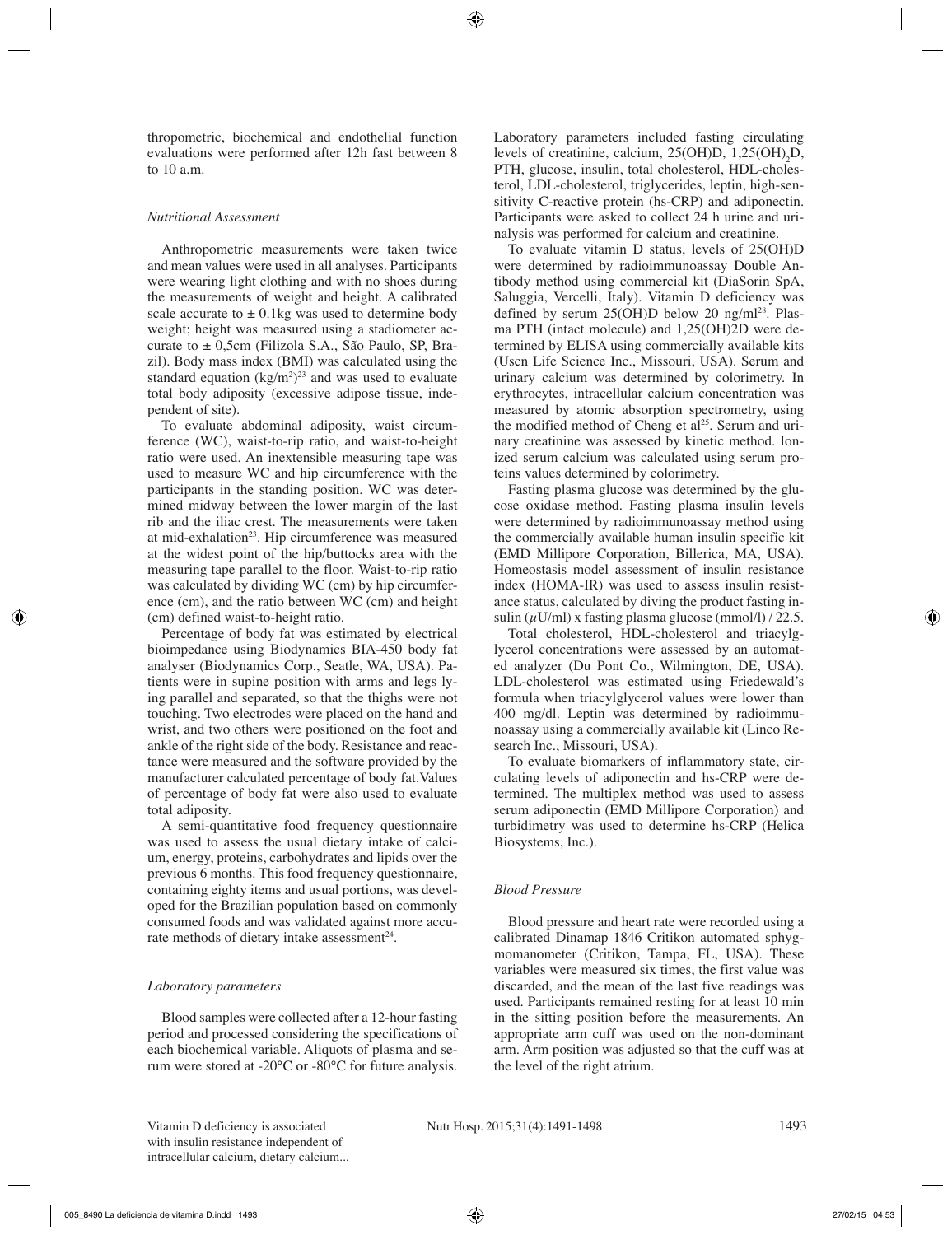thropometric, biochemical and endothelial function evaluations were performed after 12h fast between 8 to 10 a.m.

### *Nutritional Assessment*

Anthropometric measurements were taken twice and mean values were used in all analyses. Participants were wearing light clothing and with no shoes during the measurements of weight and height. A calibrated scale accurate to ± 0.1kg was used to determine body weight; height was measured using a stadiometer accurate to ± 0,5cm (Filizola S.A., São Paulo, SP, Brazil). Body mass index (BMI) was calculated using the standard equation ($kg/m^2$)[23] and was used to evaluate total body adiposity (excessive adipose tissue, independent of site).

To evaluate abdominal adiposity, waist circumference (WC), waist-to-rip ratio, and waist-to-height ratio were used. An inextensible measuring tape was used to measure WC and hip circumference with the participants in the standing position. WC was determined midway between the lower margin of the last rib and the iliac crest. The measurements were taken at mid-exhalation[23]. Hip circumference was measured at the widest point of the hip/buttocks area with the measuring tape parallel to the floor. Waist-to-rip ratio was calculated by dividing WC (cm) by hip circumference (cm), and the ratio between WC (cm) and height (cm) defined waist-to-height ratio.

Percentage of body fat was estimated by electrical bioimpedance using Biodynamics BIA-450 body fat analyser (Biodynamics Corp., Seatle, WA, USA). Patients were in supine position with arms and legs lying parallel and separated, so that the thighs were not touching. Two electrodes were placed on the hand and wrist, and two others were positioned on the foot and ankle of the right side of the body. Resistance and reactance were measured and the software provided by the manufacturer calculated percentage of body fat.Values of percentage of body fat were also used to evaluate total adiposity.

A semi-quantitative food frequency questionnaire was used to assess the usual dietary intake of calcium, energy, proteins, carbohydrates and lipids over the previous 6 months. This food frequency questionnaire, containing eighty items and usual portions, was developed for the Brazilian population based on commonly consumed foods and was validated against more accurate methods of dietary intake assessment[24].

### *Laboratory parameters*

Blood samples were collected after a 12-hour fasting period and processed considering the specifications of each biochemical variable. Aliquots of plasma and serum were stored at -20°C or -80°C for future analysis. Laboratory parameters included fasting circulating levels of creatinine, calcium, 25(OH)D, $1,25(OH)_2D$, PTH, glucose, insulin, total cholesterol, HDL-cholesterol, LDL-cholesterol, triglycerides, leptin, high-sensitivity C-reactive protein (hs-CRP) and adiponectin. Participants were asked to collect 24 h urine and urinalysis was performed for calcium and creatinine.

To evaluate vitamin D status, levels of 25(OH)D were determined by radioimmunoassay Double Antibody method using commercial kit (DiaSorin SpA, Saluggia, Vercelli, Italy). Vitamin D deficiency was defined by serum 25(OH)D below 20 ng/ml[28]. Plasma PTH (intact molecule) and 1,25(OH)2D were determined by ELISA using commercially available kits (Uscn Life Science Inc., Missouri, USA). Serum and urinary calcium was determined by colorimetry. In erythrocytes, intracellular calcium concentration was measured by atomic absorption spectrometry, using the modified method of Cheng et al[25]. Serum and urinary creatinine was assessed by kinetic method. Ionized serum calcium was calculated using serum proteins values determined by colorimetry.

Fasting plasma glucose was determined by the glucose oxidase method. Fasting plasma insulin levels were determined by radioimmunoassay method using the commercially available human insulin specific kit (EMD Millipore Corporation, Billerica, MA, USA). Homeostasis model assessment of insulin resistance index (HOMA-IR) was used to assess insulin resistance status, calculated by diving the product fasting insulin ($\mu$U/ml) x fasting plasma glucose (mmol/l) / 22.5.

Total cholesterol, HDL-cholesterol and triacylglycerol concentrations were assessed by an automated analyzer (Du Pont Co., Wilmington, DE, USA). LDL-cholesterol was estimated using Friedewald's formula when triacylglycerol values were lower than 400 mg/dl. Leptin was determined by radioimmunoassay using a commercially available kit (Linco Research Inc., Missouri, USA).

To evaluate biomarkers of inflammatory state, circulating levels of adiponectin and hs-CRP were determined. The multiplex method was used to assess serum adiponectin (EMD Millipore Corporation) and turbidimetry was used to determine hs-CRP (Helica Biosystems, Inc.).

### *Blood Pressure*

Blood pressure and heart rate were recorded using a calibrated Dinamap 1846 Critikon automated sphygmomanometer (Critikon, Tampa, FL, USA). These variables were measured six times, the first value was discarded, and the mean of the last five readings was used. Participants remained resting for at least 10 min in the sitting position before the measurements. An appropriate arm cuff was used on the non-dominant arm. Arm position was adjusted so that the cuff was at the level of the right atrium.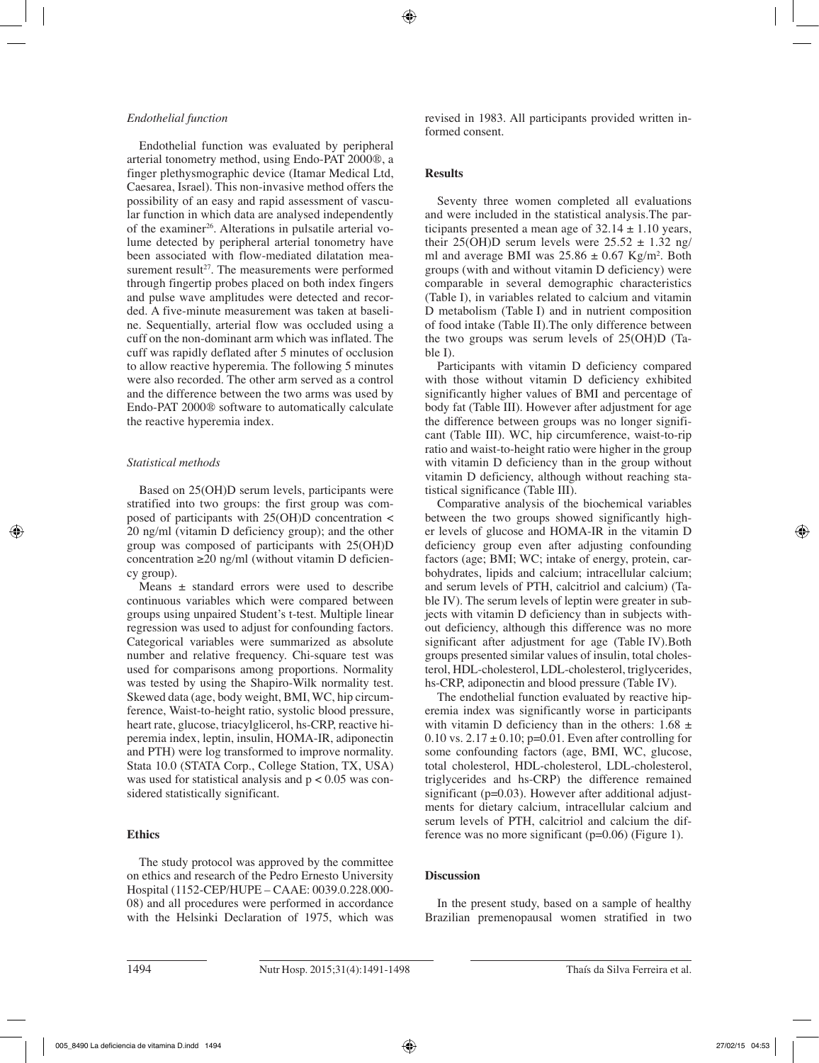### *Endothelial function*

Endothelial function was evaluated by peripheral arterial tonometry method, using Endo-PAT 2000®, a finger plethysmographic device (Itamar Medical Ltd, Caesarea, Israel). This non-invasive method offers the possibility of an easy and rapid assessment of vascular function in which data are analysed independently of the examiner[26]. Alterations in pulsatile arterial volume detected by peripheral arterial tonometry have been associated with flow-mediated dilatation measurement result[27]. The measurements were performed through fingertip probes placed on both index fingers and pulse wave amplitudes were detected and recorded. A five-minute measurement was taken at baseline. Sequentially, arterial flow was occluded using a cuff on the non-dominant arm which was inflated. The cuff was rapidly deflated after 5 minutes of occlusion to allow reactive hyperemia. The following 5 minutes were also recorded. The other arm served as a control and the difference between the two arms was used by Endo-PAT 2000® software to automatically calculate the reactive hyperemia index.

### *Statistical methods*

Based on 25(OH)D serum levels, participants were stratified into two groups: the first group was composed of participants with 25(OH)D concentration < 20 ng/ml (vitamin D deficiency group); and the other group was composed of participants with 25(OH)D concentration ≥20 ng/ml (without vitamin D deficiency group).

Means ± standard errors were used to describe continuous variables which were compared between groups using unpaired Student's t-test. Multiple linear regression was used to adjust for confounding factors. Categorical variables were summarized as absolute number and relative frequency. Chi-square test was used for comparisons among proportions. Normality was tested by using the Shapiro-Wilk normality test. Skewed data (age, body weight, BMI, WC, hip circumference, Waist-to-height ratio, systolic blood pressure, heart rate, glucose, triacylglicerol, hs-CRP, reactive hiperemia index, leptin, insulin, HOMA-IR, adiponectin and PTH) were log transformed to improve normality. Stata 10.0 (STATA Corp., College Station, TX, USA) was used for statistical analysis and p < 0.05 was considered statistically significant.

## **Ethics**

The study protocol was approved by the committee on ethics and research of the Pedro Ernesto University Hospital (1152-CEP/HUPE – CAAE: 0039.0.228.000-08) and all procedures were performed in accordance with the Helsinki Declaration of 1975, which was revised in 1983. All participants provided written informed consent.

## **Results**

Seventy three women completed all evaluations and were included in the statistical analysis.The participants presented a mean age of 32.14 ± 1.10 years, their 25(OH)D serum levels were 25.52 ± 1.32 ng/ml and average BMI was 25.86 ± 0.67 Kg/m$^2$. Both groups (with and without vitamin D deficiency) were comparable in several demographic characteristics (Table I), in variables related to calcium and vitamin D metabolism (Table I) and in nutrient composition of food intake (Table II).The only difference between the two groups was serum levels of 25(OH)D (Table I).

Participants with vitamin D deficiency compared with those without vitamin D deficiency exhibited significantly higher values of BMI and percentage of body fat (Table III). However after adjustment for age the difference between groups was no longer significant (Table III). WC, hip circumference, waist-to-rip ratio and waist-to-height ratio were higher in the group with vitamin D deficiency than in the group without vitamin D deficiency, although without reaching statistical significance (Table III).

Comparative analysis of the biochemical variables between the two groups showed significantly higher levels of glucose and HOMA-IR in the vitamin D deficiency group even after adjusting confounding factors (age; BMI; WC; intake of energy, protein, carbohydrates, lipids and calcium; intracellular calcium; and serum levels of PTH, calcitriol and calcium) (Table IV). The serum levels of leptin were greater in subjects with vitamin D deficiency than in subjects without deficiency, although this difference was no more significant after adjustment for age (Table IV).Both groups presented similar values of insulin, total cholesterol, HDL-cholesterol, LDL-cholesterol, triglycerides, hs-CRP, adiponectin and blood pressure (Table IV).

The endothelial function evaluated by reactive hiperemia index was significantly worse in participants with vitamin D deficiency than in the others: 1.68 ± 0.10 vs. 2.17 ± 0.10; p=0.01. Even after controlling for some confounding factors (age, BMI, WC, glucose, total cholesterol, HDL-cholesterol, LDL-cholesterol, triglycerides and hs-CRP) the difference remained significant (p=0.03). However after additional adjustments for dietary calcium, intracellular calcium and serum levels of PTH, calcitriol and calcium the difference was no more significant (p=0.06) (Figure 1).

## **Discussion**

In the present study, based on a sample of healthy Brazilian premenopausal women stratified in two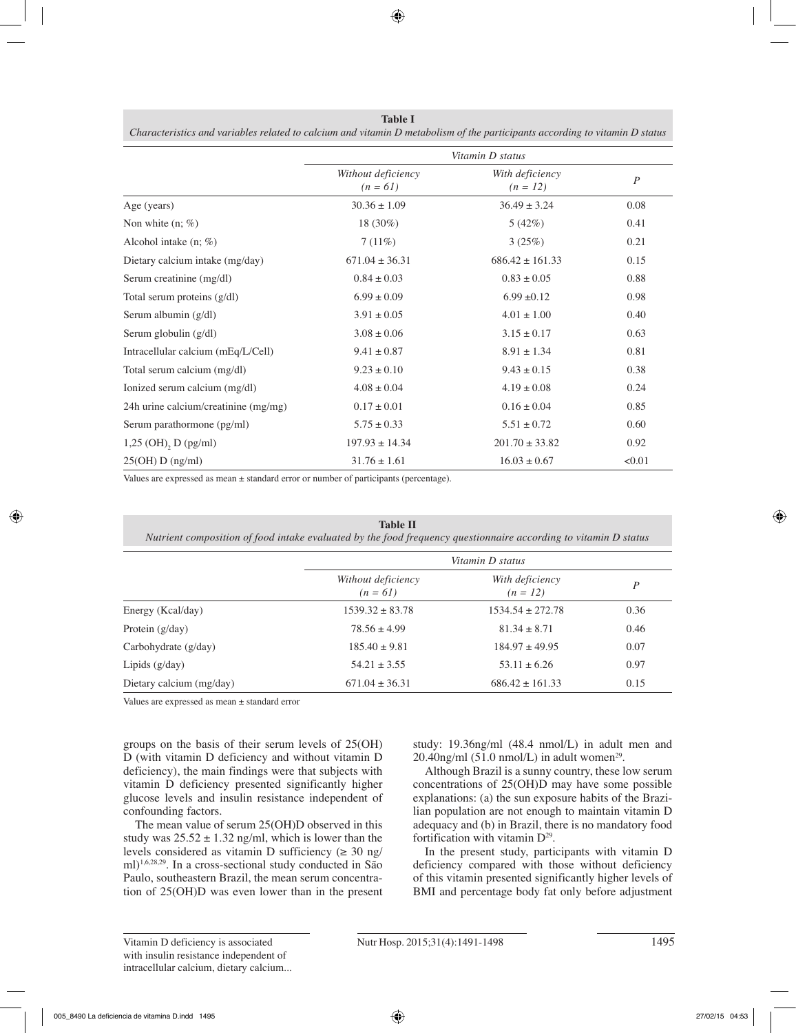**Table I**
*Characteristics and variables related to calcium and vitamin D metabolism of the participants according to vitamin D status*

| | *Vitamin D status* | | |
|---|---|---|---|
| | *Without deficiency (n = 61)* | *With deficiency (n = 12)* | *P* |
| Age (years) | 30.36 ± 1.09 | 36.49 ± 3.24 | 0.08 |
| Non white (n; %) | 18 (30%) | 5 (42%) | 0.41 |
| Alcohol intake (n; %) | 7 (11%) | 3 (25%) | 0.21 |
| Dietary calcium intake (mg/day) | 671.04 ± 36.31 | 686.42 ± 161.33 | 0.15 |
| Serum creatinine (mg/dl) | 0.84 ± 0.03 | 0.83 ± 0.05 | 0.88 |
| Total serum proteins (g/dl) | 6.99 ± 0.09 | 6.99 ±0.12 | 0.98 |
| Serum albumin (g/dl) | 3.91 ± 0.05 | 4.01 ± 1.00 | 0.40 |
| Serum globulin (g/dl) | 3.08 ± 0.06 | 3.15 ± 0.17 | 0.63 |
| Intracellular calcium (mEq/L/Cell) | 9.41 ± 0.87 | 8.91 ± 1.34 | 0.81 |
| Total serum calcium (mg/dl) | 9.23 ± 0.10 | 9.43 ± 0.15 | 0.38 |
| Ionized serum calcium (mg/dl) | 4.08 ± 0.04 | 4.19 ± 0.08 | 0.24 |
| 24h urine calcium/creatinine (mg/mg) | 0.17 ± 0.01 | 0.16 ± 0.04 | 0.85 |
| Serum parathormone (pg/ml) | 5.75 ± 0.33 | 5.51 ± 0.72 | 0.60 |
| 1,25 $(OH)_2$ D (pg/ml) | 197.93 ± 14.34 | 201.70 ± 33.82 | 0.92 |
| 25(OH) D (ng/ml) | 31.76 ± 1.61 | 16.03 ± 0.67 | <0.01 |

Values are expressed as mean ± standard error or number of participants (percentage).

**Table II**
*Nutrient composition of food intake evaluated by the food frequency questionnaire according to vitamin D status*

| | *Vitamin D status* | | |
|---|---|---|---|
| | *Without deficiency (n = 61)* | *With deficiency (n = 12)* | *P* |
| Energy (Kcal/day) | 1539.32 ± 83.78 | 1534.54 ± 272.78 | 0.36 |
| Protein (g/day) | 78.56 ± 4.99 | 81.34 ± 8.71 | 0.46 |
| Carbohydrate (g/day) | 185.40 ± 9.81 | 184.97 ± 49.95 | 0.07 |
| Lipids (g/day) | 54.21 ± 3.55 | 53.11 ± 6.26 | 0.97 |
| Dietary calcium (mg/day) | 671.04 ± 36.31 | 686.42 ± 161.33 | 0.15 |

Values are expressed as mean ± standard error

groups on the basis of their serum levels of 25(OH) D (with vitamin D deficiency and without vitamin D deficiency), the main findings were that subjects with vitamin D deficiency presented significantly higher glucose levels and insulin resistance independent of confounding factors.

The mean value of serum 25(OH)D observed in this study was 25.52 ± 1.32 ng/ml, which is lower than the levels considered as vitamin D sufficiency (≥ 30 ng/ml)[1,6,28,29]. In a cross-sectional study conducted in São Paulo, southeastern Brazil, the mean serum concentration of 25(OH)D was even lower than in the present study: 19.36ng/ml (48.4 nmol/L) in adult men and 20.40ng/ml (51.0 nmol/L) in adult women[29].

Although Brazil is a sunny country, these low serum concentrations of 25(OH)D may have some possible explanations: (a) the sun exposure habits of the Brazilian population are not enough to maintain vitamin D adequacy and (b) in Brazil, there is no mandatory food fortification with vitamin D[29].

In the present study, participants with vitamin D deficiency compared with those without deficiency of this vitamin presented significantly higher levels of BMI and percentage body fat only before adjustment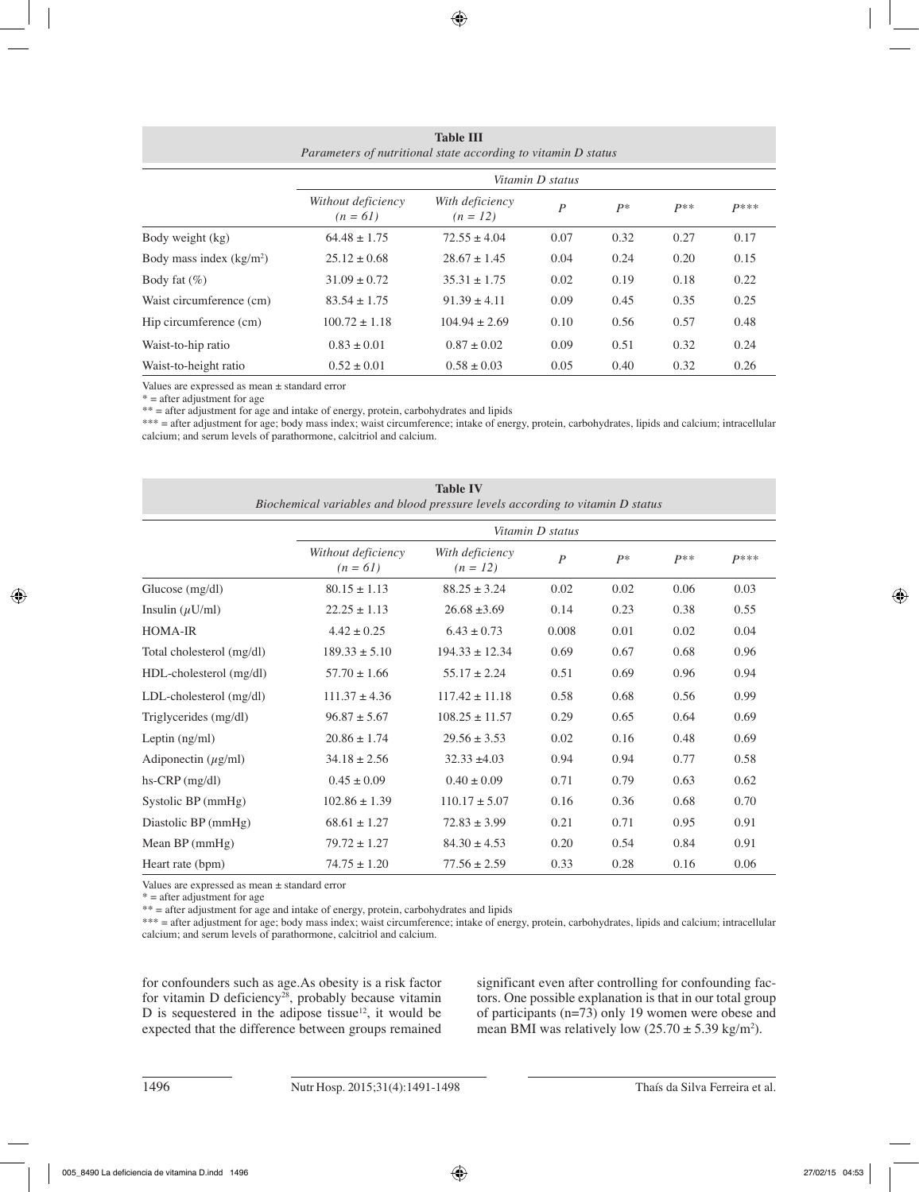**Table III**
*Parameters of nutritional state according to vitamin D status*

| | *Vitamin D status* | | | | | |
|---|---|---|---|---|---|---|
| | *Without deficiency (n = 61)* | *With deficiency (n = 12)* | *P* | *P\** | *P\*\** | *P\*\*\** |
| Body weight (kg) | 64.48 ± 1.75 | 72.55 ± 4.04 | 0.07 | 0.32 | 0.27 | 0.17 |
| Body mass index (kg/m$^2$) | 25.12 ± 0.68 | 28.67 ± 1.45 | 0.04 | 0.24 | 0.20 | 0.15 |
| Body fat (%) | 31.09 ± 0.72 | 35.31 ± 1.75 | 0.02 | 0.19 | 0.18 | 0.22 |
| Waist circumference (cm) | 83.54 ± 1.75 | 91.39 ± 4.11 | 0.09 | 0.45 | 0.35 | 0.25 |
| Hip circumference (cm) | 100.72 ± 1.18 | 104.94 ± 2.69 | 0.10 | 0.56 | 0.57 | 0.48 |
| Waist-to-hip ratio | 0.83 ± 0.01 | 0.87 ± 0.02 | 0.09 | 0.51 | 0.32 | 0.24 |
| Waist-to-height ratio | 0.52 ± 0.01 | 0.58 ± 0.03 | 0.05 | 0.40 | 0.32 | 0.26 |

Values are expressed as mean ± standard error
\* = after adjustment for age
\*\* = after adjustment for age and intake of energy, protein, carbohydrates and lipids
\*\*\* = after adjustment for age; body mass index; waist circumference; intake of energy, protein, carbohydrates, lipids and calcium; intracellular calcium; and serum levels of parathormone, calcitriol and calcium.

**Table IV**
*Biochemical variables and blood pressure levels according to vitamin D status*

| | *Vitamin D status* | | | | | |
|---|---|---|---|---|---|---|
| | *Without deficiency (n = 61)* | *With deficiency (n = 12)* | *P* | *P\** | *P\*\** | *P\*\*\** |
| Glucose (mg/dl) | 80.15 ± 1.13 | 88.25 ± 3.24 | 0.02 | 0.02 | 0.06 | 0.03 |
| Insulin (μU/ml) | 22.25 ± 1.13 | 26.68 ±3.69 | 0.14 | 0.23 | 0.38 | 0.55 |
| HOMA-IR | 4.42 ± 0.25 | 6.43 ± 0.73 | 0.008 | 0.01 | 0.02 | 0.04 |
| Total cholesterol (mg/dl) | 189.33 ± 5.10 | 194.33 ± 12.34 | 0.69 | 0.67 | 0.68 | 0.96 |
| HDL-cholesterol (mg/dl) | 57.70 ± 1.66 | 55.17 ± 2.24 | 0.51 | 0.69 | 0.96 | 0.94 |
| LDL-cholesterol (mg/dl) | 111.37 ± 4.36 | 117.42 ± 11.18 | 0.58 | 0.68 | 0.56 | 0.99 |
| Triglycerides (mg/dl) | 96.87 ± 5.67 | 108.25 ± 11.57 | 0.29 | 0.65 | 0.64 | 0.69 |
| Leptin (ng/ml) | 20.86 ± 1.74 | 29.56 ± 3.53 | 0.02 | 0.16 | 0.48 | 0.69 |
| Adiponectin (μg/ml) | 34.18 ± 2.56 | 32.33 ±4.03 | 0.94 | 0.94 | 0.77 | 0.58 |
| hs-CRP (mg/dl) | 0.45 ± 0.09 | 0.40 ± 0.09 | 0.71 | 0.79 | 0.63 | 0.62 |
| Systolic BP (mmHg) | 102.86 ± 1.39 | 110.17 ± 5.07 | 0.16 | 0.36 | 0.68 | 0.70 |
| Diastolic BP (mmHg) | 68.61 ± 1.27 | 72.83 ± 3.99 | 0.21 | 0.71 | 0.95 | 0.91 |
| Mean BP (mmHg) | 79.72 ± 1.27 | 84.30 ± 4.53 | 0.20 | 0.54 | 0.84 | 0.91 |
| Heart rate (bpm) | 74.75 ± 1.20 | 77.56 ± 2.59 | 0.33 | 0.28 | 0.16 | 0.06 |

Values are expressed as mean ± standard error
\* = after adjustment for age
\*\* = after adjustment for age and intake of energy, protein, carbohydrates and lipids
\*\*\* = after adjustment for age; body mass index; waist circumference; intake of energy, protein, carbohydrates, lipids and calcium; intracellular calcium; and serum levels of parathormone, calcitriol and calcium.

for confounders such as age.As obesity is a risk factor for vitamin D deficiency[28], probably because vitamin D is sequestered in the adipose tissue[12], it would be expected that the difference between groups remained significant even after controlling for confounding factors. One possible explanation is that in our total group of participants (n=73) only 19 women were obese and mean BMI was relatively low (25.70 ± 5.39 kg/m$^2$).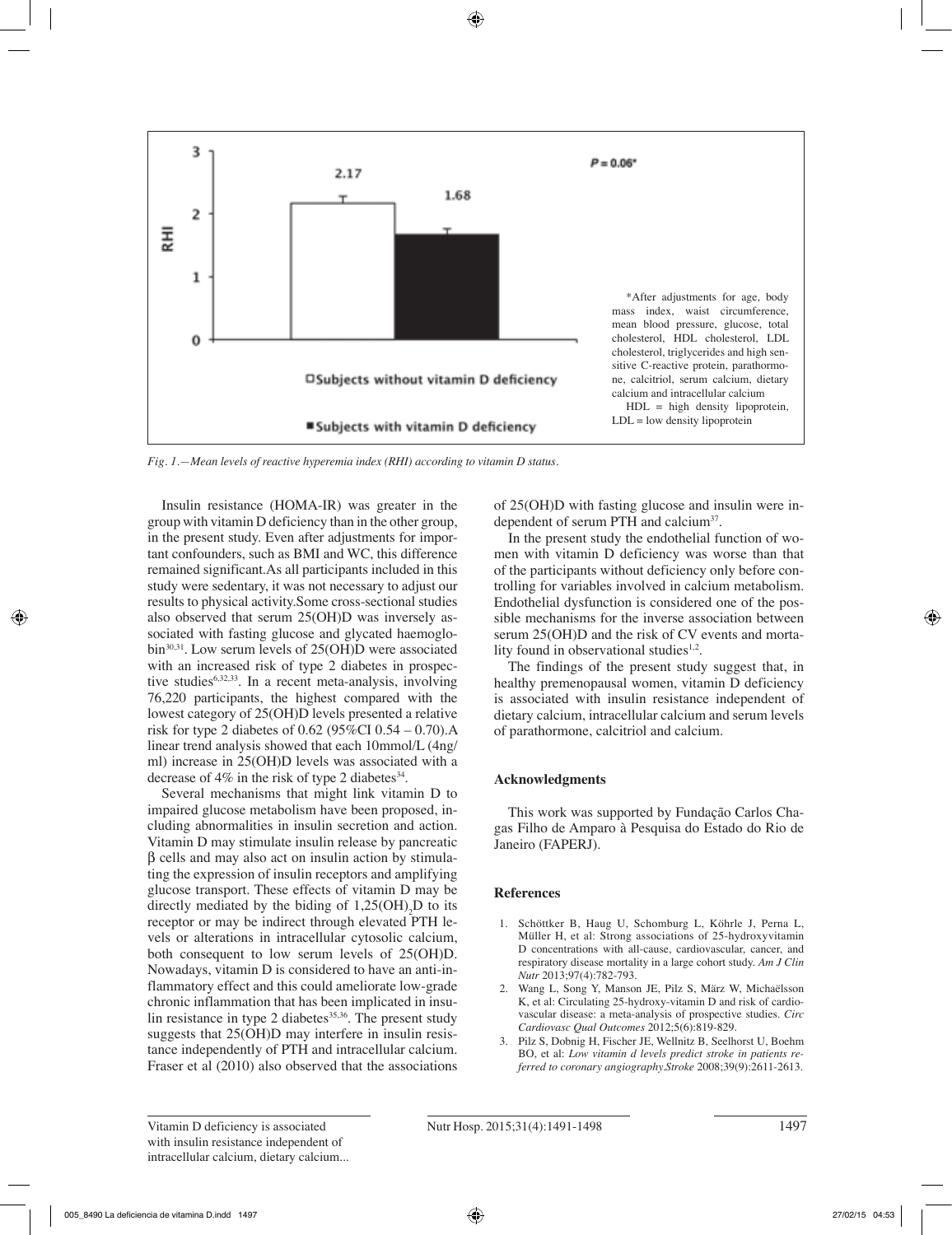*After adjustments for age, body mass index, waist circumference, mean blood pressure, glucose, total cholesterol, HDL cholesterol, LDL cholesterol, triglycerides and high sensitive C-reactive protein, parathormone, calcitriol, serum calcium, dietary calcium and intracellular calcium

HDL = high density lipoprotein, LDL = low density lipoprotein

*Fig. 1.—Mean levels of reactive hyperemia index (RHI) according to vitamin D status.*

Insulin resistance (HOMA-IR) was greater in the group with vitamin D deficiency than in the other group, in the present study. Even after adjustments for important confounders, such as BMI and WC, this difference remained significant.As all participants included in this study were sedentary, it was not necessary to adjust our results to physical activity.Some cross-sectional studies also observed that serum 25(OH)D was inversely associated with fasting glucose and glycated haemoglobin[30,31]. Low serum levels of 25(OH)D were associated with an increased risk of type 2 diabetes in prospective studies[6,32,33]. In a recent meta-analysis, involving 76,220 participants, the highest compared with the lowest category of 25(OH)D levels presented a relative risk for type 2 diabetes of 0.62 (95%CI 0.54 – 0.70).A linear trend analysis showed that each 10mmol/L (4ng/ml) increase in 25(OH)D levels was associated with a decrease of 4% in the risk of type 2 diabetes[34].

Several mechanisms that might link vitamin D to impaired glucose metabolism have been proposed, including abnormalities in insulin secretion and action. Vitamin D may stimulate insulin release by pancreatic β cells and may also act on insulin action by stimulating the expression of insulin receptors and amplifying glucose transport. These effects of vitamin D may be directly mediated by the biding of $1,25(OH)_2D$ to its receptor or may be indirect through elevated PTH levels or alterations in intracellular cytosolic calcium, both consequent to low serum levels of 25(OH)D. Nowadays, vitamin D is considered to have an anti-inflammatory effect and this could ameliorate low-grade chronic inflammation that has been implicated in insulin resistance in type 2 diabetes[35,36]. The present study suggests that 25(OH)D may interfere in insulin resistance independently of PTH and intracellular calcium. Fraser et al (2010) also observed that the associations of 25(OH)D with fasting glucose and insulin were independent of serum PTH and calcium[37].

In the present study the endothelial function of women with vitamin D deficiency was worse than that of the participants without deficiency only before controlling for variables involved in calcium metabolism. Endothelial dysfunction is considered one of the possible mechanisms for the inverse association between serum 25(OH)D and the risk of CV events and mortality found in observational studies[1,2].

The findings of the present study suggest that, in healthy premenopausal women, vitamin D deficiency is associated with insulin resistance independent of dietary calcium, intracellular calcium and serum levels of parathormone, calcitriol and calcium.

## Acknowledgments

This work was supported by Fundação Carlos Chagas Filho de Amparo à Pesquisa do Estado do Rio de Janeiro (FAPERJ).

## References

1. Schöttker B, Haug U, Schomburg L, Köhrle J, Perna L, Müller H, et al: Strong associations of 25-hydroxyvitamin D concentrations with all-cause, cardiovascular, cancer, and respiratory disease mortality in a large cohort study. *Am J Clin Nutr* 2013;97(4):782-793.
2. Wang L, Song Y, Manson JE, Pilz S, März W, Michaëlsson K, et al: Circulating 25-hydroxy-vitamin D and risk of cardiovascular disease: a meta-analysis of prospective studies. *Circ Cardiovasc Qual Outcomes* 2012;5(6):819-829.
3. Pilz S, Dobnig H, Fischer JE, Wellnitz B, Seelhorst U, Boehm BO, et al: *Low vitamin d levels predict stroke in patients referred to coronary angiography.Stroke* 2008;39(9):2611-2613.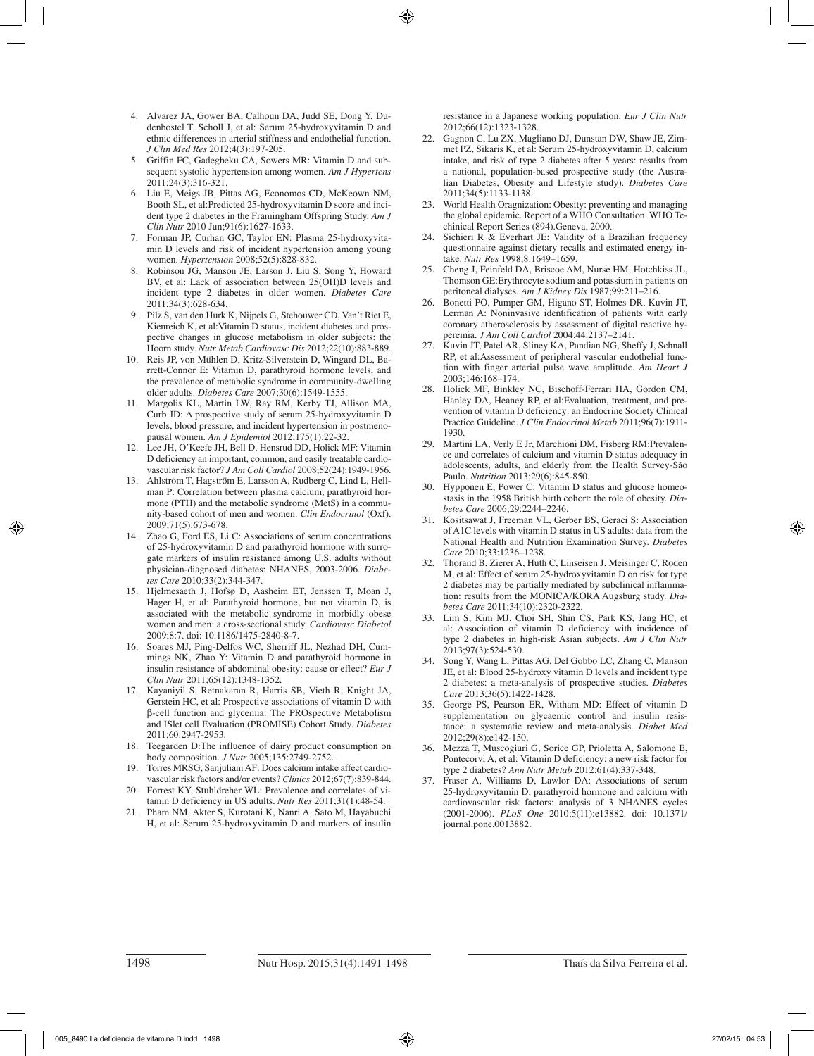4. Alvarez JA, Gower BA, Calhoun DA, Judd SE, Dong Y, Dudenbostel T, Scholl J, et al: Serum 25-hydroxyvitamin D and ethnic differences in arterial stiffness and endothelial function. *J Clin Med Res* 2012;4(3):197-205.
5. Griffin FC, Gadegbeku CA, Sowers MR: Vitamin D and subsequent systolic hypertension among women. *Am J Hypertens* 2011;24(3):316-321.
6. Liu E, Meigs JB, Pittas AG, Economos CD, McKeown NM, Booth SL, et al:Predicted 25-hydroxyvitamin D score and incident type 2 diabetes in the Framingham Offspring Study. *Am J Clin Nutr* 2010 Jun;91(6):1627-1633.
7. Forman JP, Curhan GC, Taylor EN: Plasma 25-hydroxyvitamin D levels and risk of incident hypertension among young women. *Hypertension* 2008;52(5):828-832.
8. Robinson JG, Manson JE, Larson J, Liu S, Song Y, Howard BV, et al: Lack of association between 25(OH)D levels and incident type 2 diabetes in older women. *Diabetes Care* 2011;34(3):628-634.
9. Pilz S, van den Hurk K, Nijpels G, Stehouwer CD, Van't Riet E, Kienreich K, et al:Vitamin D status, incident diabetes and prospective changes in glucose metabolism in older subjects: the Hoorn study. *Nutr Metab Cardiovasc Dis* 2012;22(10):883-889.
10. Reis JP, von Mühlen D, Kritz-Silverstein D, Wingard DL, Barrett-Connor E: Vitamin D, parathyroid hormone levels, and the prevalence of metabolic syndrome in community-dwelling older adults. *Diabetes Care* 2007;30(6):1549-1555.
11. Margolis KL, Martin LW, Ray RM, Kerby TJ, Allison MA, Curb JD: A prospective study of serum 25-hydroxyvitamin D levels, blood pressure, and incident hypertension in postmenopausal women. *Am J Epidemiol* 2012;175(1):22-32.
12. Lee JH, O'Keefe JH, Bell D, Hensrud DD, Holick MF: Vitamin D deficiency an important, common, and easily treatable cardiovascular risk factor? *J Am Coll Cardiol* 2008;52(24):1949-1956.
13. Ahlström T, Hagström E, Larsson A, Rudberg C, Lind L, Hellman P: Correlation between plasma calcium, parathyroid hormone (PTH) and the metabolic syndrome (MetS) in a community-based cohort of men and women. *Clin Endocrinol* (Oxf). 2009;71(5):673-678.
14. Zhao G, Ford ES, Li C: Associations of serum concentrations of 25-hydroxyvitamin D and parathyroid hormone with surrogate markers of insulin resistance among U.S. adults without physician-diagnosed diabetes: NHANES, 2003-2006. *Diabetes Care* 2010;33(2):344-347.
15. Hjelmesaeth J, Hofsø D, Aasheim ET, Jenssen T, Moan J, Hager H, et al: Parathyroid hormone, but not vitamin D, is associated with the metabolic syndrome in morbidly obese women and men: a cross-sectional study. *Cardiovasc Diabetol* 2009;8:7. doi: 10.1186/1475-2840-8-7.
16. Soares MJ, Ping-Delfos WC, Sherriff JL, Nezhad DH, Cummings NK, Zhao Y: Vitamin D and parathyroid hormone in insulin resistance of abdominal obesity: cause or effect? *Eur J Clin Nutr* 2011;65(12):1348-1352.
17. Kayaniyil S, Retnakaran R, Harris SB, Vieth R, Knight JA, Gerstein HC, et al: Prospective associations of vitamin D with β-cell function and glycemia: The PROspective Metabolism and ISlet cell Evaluation (PROMISE) Cohort Study. *Diabetes* 2011;60:2947-2953.
18. Teegarden D:The influence of dairy product consumption on body composition. *J Nutr* 2005;135:2749-2752.
19. Torres MRSG, Sanjuliani AF: Does calcium intake affect cardiovascular risk factors and/or events? *Clinics* 2012;67(7):839-844.
20. Forrest KY, Stuhldreher WL: Prevalence and correlates of vitamin D deficiency in US adults. *Nutr Res* 2011;31(1):48-54.
21. Pham NM, Akter S, Kurotani K, Nanri A, Sato M, Hayabuchi H, et al: Serum 25-hydroxyvitamin D and markers of insulin resistance in a Japanese working population. *Eur J Clin Nutr* 2012;66(12):1323-1328.
22. Gagnon C, Lu ZX, Magliano DJ, Dunstan DW, Shaw JE, Zimmet PZ, Sikaris K, et al: Serum 25-hydroxyvitamin D, calcium intake, and risk of type 2 diabetes after 5 years: results from a national, population-based prospective study (the Australian Diabetes, Obesity and Lifestyle study). *Diabetes Care* 2011;34(5):1133-1138.
23. World Health Oragnization: Obesity: preventing and managing the global epidemic. Report of a WHO Consultation. WHO Techinical Report Series (894).Geneva, 2000.
24. Sichieri R & Everhart JE: Validity of a Brazilian frequency questionnaire against dietary recalls and estimated energy intake. *Nutr Res* 1998;8:1649–1659.
25. Cheng J, Feinfeld DA, Briscoe AM, Nurse HM, Hotchkiss JL, Thomson GE:Erythrocyte sodium and potassium in patients on peritoneal dialyses. *Am J Kidney Dis* 1987;99:211–216.
26. Bonetti PO, Pumper GM, Higano ST, Holmes DR, Kuvin JT, Lerman A: Noninvasive identification of patients with early coronary atherosclerosis by assessment of digital reactive hyperemia. *J Am Coll Cardiol* 2004;44:2137–2141.
27. Kuvin JT, Patel AR, Sliney KA, Pandian NG, Sheffy J, Schnall RP, et al:Assessment of peripheral vascular endothelial function with finger arterial pulse wave amplitude. *Am Heart J* 2003;146:168–174.
28. Holick MF, Binkley NC, Bischoff-Ferrari HA, Gordon CM, Hanley DA, Heaney RP, et al:Evaluation, treatment, and prevention of vitamin D deficiency: an Endocrine Society Clinical Practice Guideline. *J Clin Endocrinol Metab* 2011;96(7):1911-1930.
29. Martini LA, Verly E Jr, Marchioni DM, Fisberg RM:Prevalence and correlates of calcium and vitamin D status adequacy in adolescents, adults, and elderly from the Health Survey-São Paulo. *Nutrition* 2013;29(6):845-850.
30. Hypponen E, Power C: Vitamin D status and glucose homeostasis in the 1958 British birth cohort: the role of obesity. *Diabetes Care* 2006;29:2244–2246.
31. Kositsawat J, Freeman VL, Gerber BS, Geraci S: Association of A1C levels with vitamin D status in US adults: data from the National Health and Nutrition Examination Survey. *Diabetes Care* 2010;33:1236–1238.
32. Thorand B, Zierer A, Huth C, Linseisen J, Meisinger C, Roden M, et al: Effect of serum 25-hydroxyvitamin D on risk for type 2 diabetes may be partially mediated by subclinical inflammation: results from the MONICA/KORA Augsburg study. *Diabetes Care* 2011;34(10):2320-2322.
33. Lim S, Kim MJ, Choi SH, Shin CS, Park KS, Jang HC, et al: Association of vitamin D deficiency with incidence of type 2 diabetes in high-risk Asian subjects. *Am J Clin Nutr* 2013;97(3):524-530.
34. Song Y, Wang L, Pittas AG, Del Gobbo LC, Zhang C, Manson JE, et al: Blood 25-hydroxy vitamin D levels and incident type 2 diabetes: a meta-analysis of prospective studies. *Diabetes Care* 2013;36(5):1422-1428.
35. George PS, Pearson ER, Witham MD: Effect of vitamin D supplementation on glycaemic control and insulin resistance: a systematic review and meta-analysis. *Diabet Med* 2012;29(8):e142-150.
36. Mezza T, Muscogiuri G, Sorice GP, Prioletta A, Salomone E, Pontecorvi A, et al: Vitamin D deficiency: a new risk factor for type 2 diabetes? *Ann Nutr Metab* 2012;61(4):337-348.
37. Fraser A, Williams D, Lawlor DA: Associations of serum 25-hydroxyvitamin D, parathyroid hormone and calcium with cardiovascular risk factors: analysis of 3 NHANES cycles (2001-2006). *PLoS One* 2010;5(11):e13882. doi: 10.1371/journal.pone.0013882.